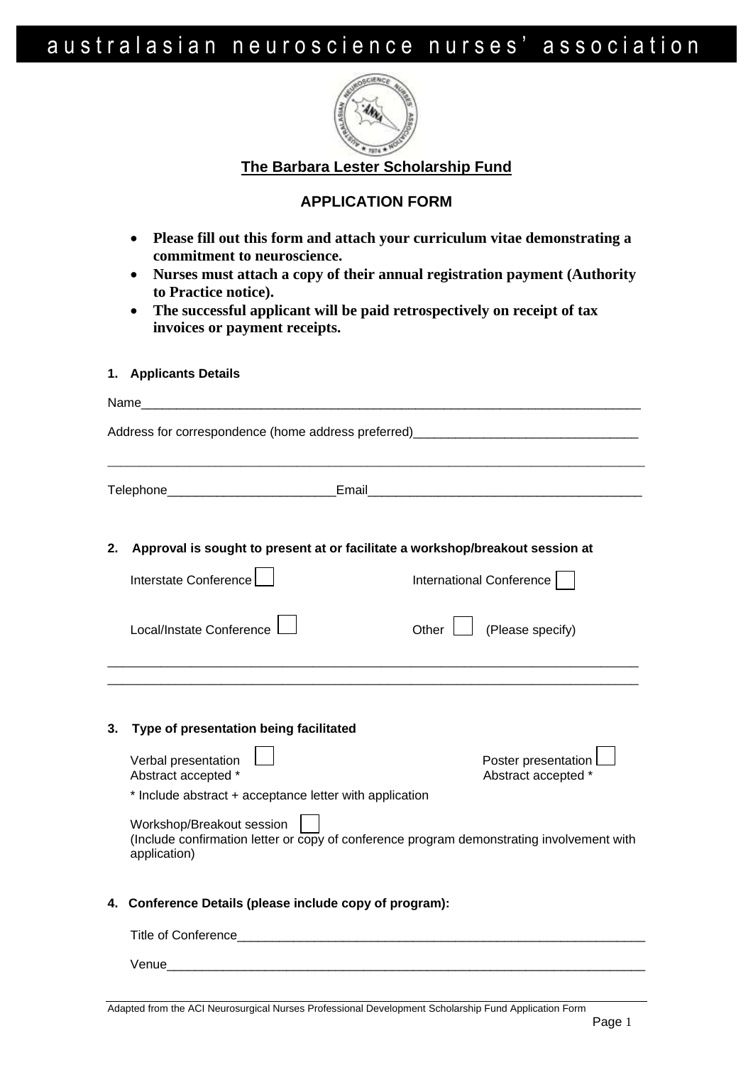# australasian neuroscience nurses' association

## The Barbara Lester Scholarship Fund

## APPLICATION FORM

- **Please fill out this form and attach your curriculum vitae demonstrating a commitment to neuroscience.**
- **Nurses must attach a copy of their annual registration payment (Authority to Practice notice).**
- **The successful applicant will be paid retrospectively on receipt of tax invoices or payment receipts.**

**1. Applicants Details**

Name___________________________________________________________________________

Address for correspondence (home address preferred)________________________________

______________________________________________________________________________

Telephone________________________Email_______________________________________

**2. Approval is sought to present at or facilitate a workshop/breakout session at**

Interstate Conference ☐ International Conference ☐

Local/Instate Conference ☐ Other ☐ (Please specify)

______________________________________________________________________________

______________________________________________________________________________

**3. Type of presentation being facilitated**

Verbal presentation ☐
Abstract accepted *

Poster presentation ☐
Abstract accepted *

\* Include abstract + acceptance letter with application

Workshop/Breakout session ☐
(Include confirmation letter or copy of conference program demonstrating involvement with application)

**4. Conference Details (please include copy of program):**

Title of Conference___________________________________________________________

Venue_____________________________________________________________________

Adapted from the ACI Neurosurgical Nurses Professional Development Scholarship Fund Application Form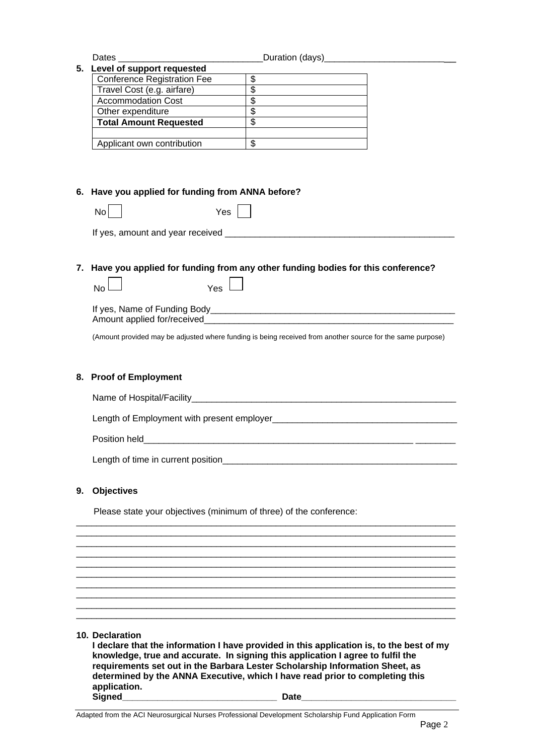Dates ____________________________ Duration (days)__________________________

**5. Level of support requested**

| | |
|---|---|
| Conference Registration Fee | $ |
| Travel Cost (e.g. airfare) | $ |
| Accommodation Cost | $ |
| Other expenditure | $ |
| **Total Amount Requested** | $ |
| | |
| Applicant own contribution | $ |

**6. Have you applied for funding from ANNA before?**

No ☐ Yes ☐

If yes, amount and year received _______________________________________________

**7. Have you applied for funding from any other funding bodies for this conference?**

No ☐ Yes ☐

If yes, Name of Funding Body___________________________________________________
Amount applied for/received____________________________________________________

(Amount provided may be adjusted where funding is being received from another source for the same purpose)

**8. Proof of Employment**

Name of Hospital/Facility_______________________________________________________

Length of Employment with present employer_____________________________________

Position held__________________________________________________________________

Length of time in current position_______________________________________________

**9. Objectives**

Please state your objectives (minimum of three) of the conference:

_______________________________________________________________________________
_______________________________________________________________________________
_______________________________________________________________________________
_______________________________________________________________________________
_______________________________________________________________________________
_______________________________________________________________________________
_______________________________________________________________________________
_______________________________________________________________________________
_______________________________________________________________________________
_______________________________________________________________________________

**10. Declaration**
**I declare that the information I have provided in this application is, to the best of my knowledge, true and accurate. In signing this application I agree to fulfil the requirements set out in the Barbara Lester Scholarship Information Sheet, as determined by the ANNA Executive, which I have read prior to completing this application.**
**Signed______________________________ Date______________________________**

Adapted from the ACI Neurosurgical Nurses Professional Development Scholarship Fund Application Form